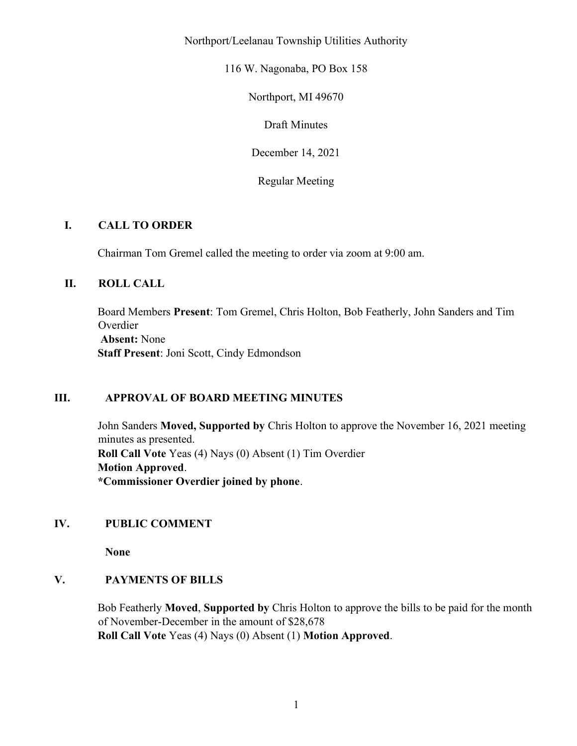Northport/Leelanau Township Utilities Authority

116 W. Nagonaba, PO Box 158

Northport, MI 49670

Draft Minutes

December 14, 2021

Regular Meeting

## I. CALL TO ORDER

Chairman Tom Gremel called the meeting to order via zoom at 9:00 am.

## II. ROLL CALL

Board Members **Present**: Tom Gremel, Chris Holton, Bob Featherly, John Sanders and Tim Overdier
**Absent:** None
**Staff Present**: Joni Scott, Cindy Edmondson

## III. APPROVAL OF BOARD MEETING MINUTES

John Sanders **Moved, Supported by** Chris Holton to approve the November 16, 2021 meeting minutes as presented.
**Roll Call Vote** Yeas (4) Nays (0) Absent (1) Tim Overdier
**Motion Approved**.
**\*Commissioner Overdier joined by phone**.

## IV. PUBLIC COMMENT

**None**

## V. PAYMENTS OF BILLS

Bob Featherly **Moved**, **Supported by** Chris Holton to approve the bills to be paid for the month of November-December in the amount of $28,678
**Roll Call Vote** Yeas (4) Nays (0) Absent (1) **Motion Approved**.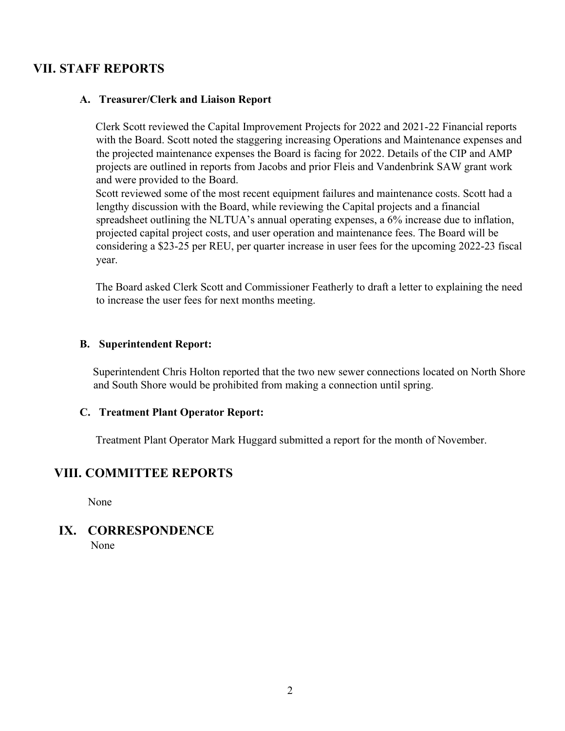## VII. STAFF REPORTS

### A. Treasurer/Clerk and Liaison Report

Clerk Scott reviewed the Capital Improvement Projects for 2022 and 2021-22 Financial reports with the Board. Scott noted the staggering increasing Operations and Maintenance expenses and the projected maintenance expenses the Board is facing for 2022. Details of the CIP and AMP projects are outlined in reports from Jacobs and prior Fleis and Vandenbrink SAW grant work and were provided to the Board.

Scott reviewed some of the most recent equipment failures and maintenance costs. Scott had a lengthy discussion with the Board, while reviewing the Capital projects and a financial spreadsheet outlining the NLTUA's annual operating expenses, a 6% increase due to inflation, projected capital project costs, and user operation and maintenance fees. The Board will be considering a $23-25 per REU, per quarter increase in user fees for the upcoming 2022-23 fiscal year.

The Board asked Clerk Scott and Commissioner Featherly to draft a letter to explaining the need to increase the user fees for next months meeting.

### B. Superintendent Report:

Superintendent Chris Holton reported that the two new sewer connections located on North Shore and South Shore would be prohibited from making a connection until spring.

### C. Treatment Plant Operator Report:

Treatment Plant Operator Mark Huggard submitted a report for the month of November.

## VIII. COMMITTEE REPORTS

None

## IX. CORRESPONDENCE

None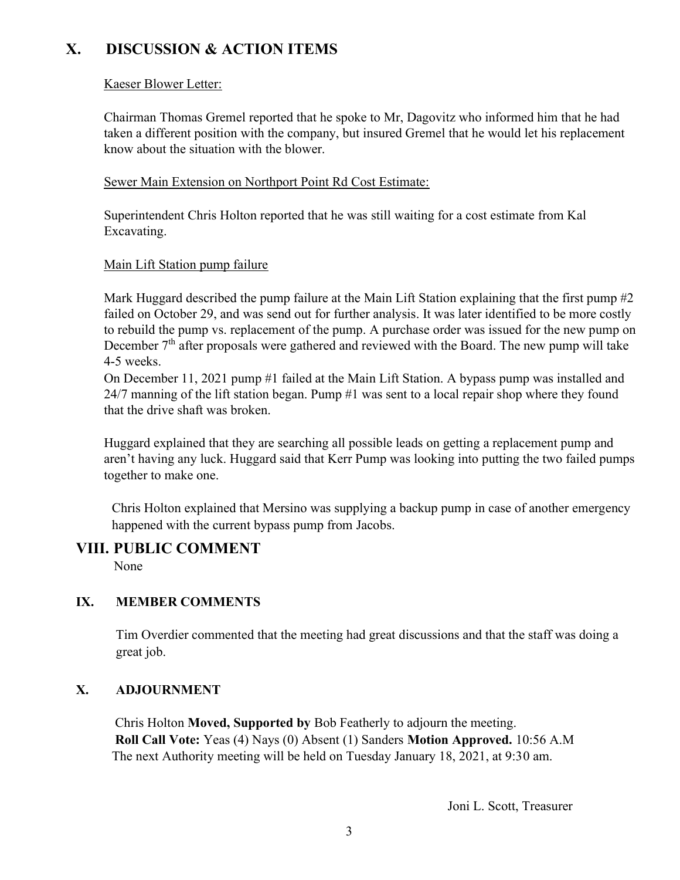## X. DISCUSSION & ACTION ITEMS

Kaeser Blower Letter:

Chairman Thomas Gremel reported that he spoke to Mr, Dagovitz who informed him that he had taken a different position with the company, but insured Gremel that he would let his replacement know about the situation with the blower.

Sewer Main Extension on Northport Point Rd Cost Estimate:

Superintendent Chris Holton reported that he was still waiting for a cost estimate from Kal Excavating.

Main Lift Station pump failure

Mark Huggard described the pump failure at the Main Lift Station explaining that the first pump #2 failed on October 29, and was send out for further analysis. It was later identified to be more costly to rebuild the pump vs. replacement of the pump. A purchase order was issued for the new pump on December 7th after proposals were gathered and reviewed with the Board. The new pump will take 4-5 weeks.

On December 11, 2021 pump #1 failed at the Main Lift Station. A bypass pump was installed and 24/7 manning of the lift station began. Pump #1 was sent to a local repair shop where they found that the drive shaft was broken.

Huggard explained that they are searching all possible leads on getting a replacement pump and aren't having any luck. Huggard said that Kerr Pump was looking into putting the two failed pumps together to make one.

Chris Holton explained that Mersino was supplying a backup pump in case of another emergency happened with the current bypass pump from Jacobs.

## VIII. PUBLIC COMMENT

None

## IX. MEMBER COMMENTS

Tim Overdier commented that the meeting had great discussions and that the staff was doing a great job.

## X. ADJOURNMENT

Chris Holton **Moved, Supported by** Bob Featherly to adjourn the meeting.
**Roll Call Vote:** Yeas (4) Nays (0) Absent (1) Sanders **Motion Approved.** 10:56 A.M
The next Authority meeting will be held on Tuesday January 18, 2021, at 9:30 am.

Joni L. Scott, Treasurer